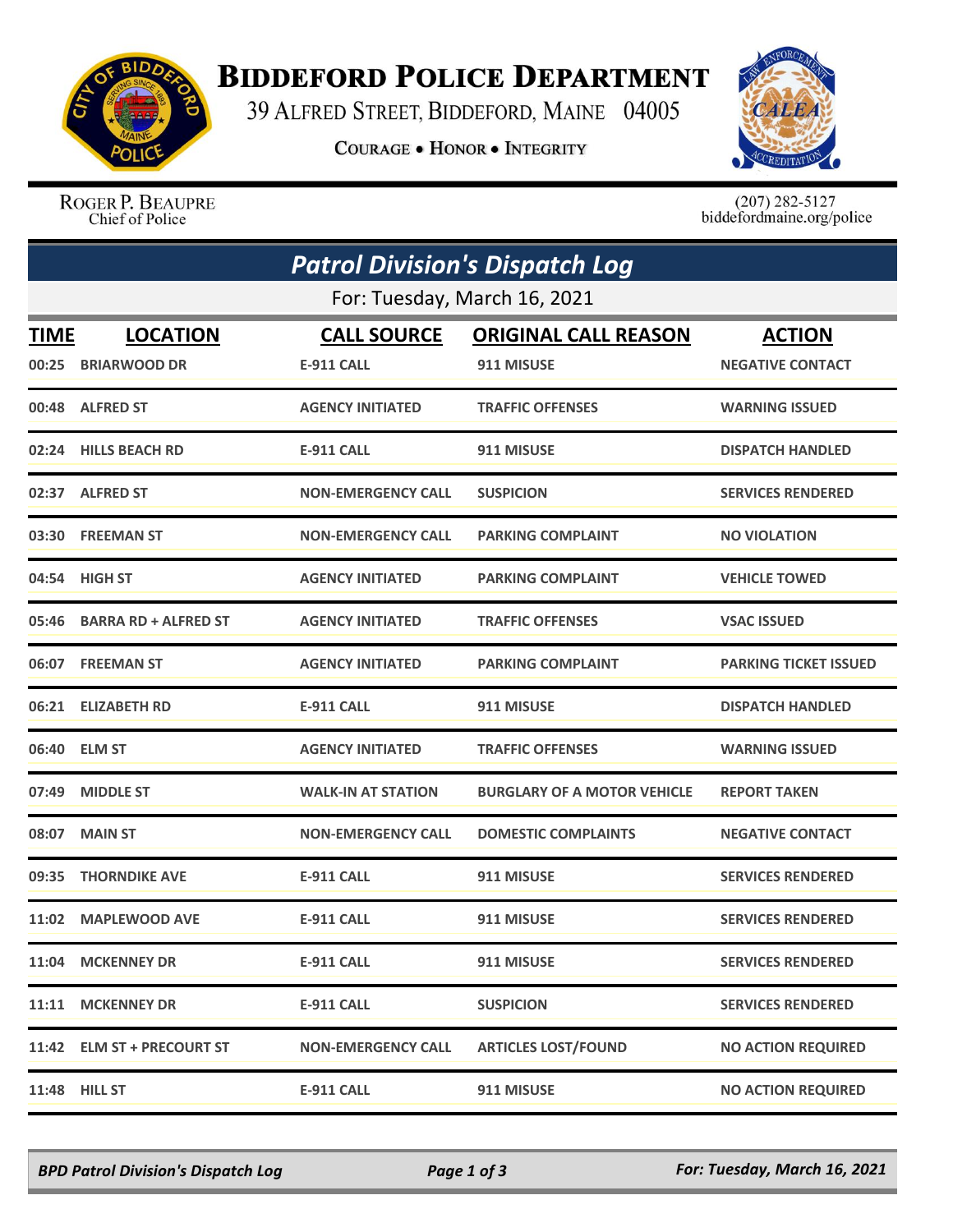# BIDDEFORD POLICE DEPARTMENT

39 ALFRED STREET, BIDDEFORD, MAINE 04005

COURAGE • HONOR • INTEGRITY

ROGER P. BEAUPRE
Chief of Police

(207) 282-5127
biddefordmaine.org/police

## Patrol Division's Dispatch Log

For: Tuesday, March 16, 2021

| TIME | LOCATION | CALL SOURCE | ORIGINAL CALL REASON | ACTION |
|---|---|---|---|---|
| 00:25 | BRIARWOOD DR | E-911 CALL | 911 MISUSE | NEGATIVE CONTACT |
| 00:48 | ALFRED ST | AGENCY INITIATED | TRAFFIC OFFENSES | WARNING ISSUED |
| 02:24 | HILLS BEACH RD | E-911 CALL | 911 MISUSE | DISPATCH HANDLED |
| 02:37 | ALFRED ST | NON-EMERGENCY CALL | SUSPICION | SERVICES RENDERED |
| 03:30 | FREEMAN ST | NON-EMERGENCY CALL | PARKING COMPLAINT | NO VIOLATION |
| 04:54 | HIGH ST | AGENCY INITIATED | PARKING COMPLAINT | VEHICLE TOWED |
| 05:46 | BARRA RD + ALFRED ST | AGENCY INITIATED | TRAFFIC OFFENSES | VSAC ISSUED |
| 06:07 | FREEMAN ST | AGENCY INITIATED | PARKING COMPLAINT | PARKING TICKET ISSUED |
| 06:21 | ELIZABETH RD | E-911 CALL | 911 MISUSE | DISPATCH HANDLED |
| 06:40 | ELM ST | AGENCY INITIATED | TRAFFIC OFFENSES | WARNING ISSUED |
| 07:49 | MIDDLE ST | WALK-IN AT STATION | BURGLARY OF A MOTOR VEHICLE | REPORT TAKEN |
| 08:07 | MAIN ST | NON-EMERGENCY CALL | DOMESTIC COMPLAINTS | NEGATIVE CONTACT |
| 09:35 | THORNDIKE AVE | E-911 CALL | 911 MISUSE | SERVICES RENDERED |
| 11:02 | MAPLEWOOD AVE | E-911 CALL | 911 MISUSE | SERVICES RENDERED |
| 11:04 | MCKENNEY DR | E-911 CALL | 911 MISUSE | SERVICES RENDERED |
| 11:11 | MCKENNEY DR | E-911 CALL | SUSPICION | SERVICES RENDERED |
| 11:42 | ELM ST + PRECOURT ST | NON-EMERGENCY CALL | ARTICLES LOST/FOUND | NO ACTION REQUIRED |
| 11:48 | HILL ST | E-911 CALL | 911 MISUSE | NO ACTION REQUIRED |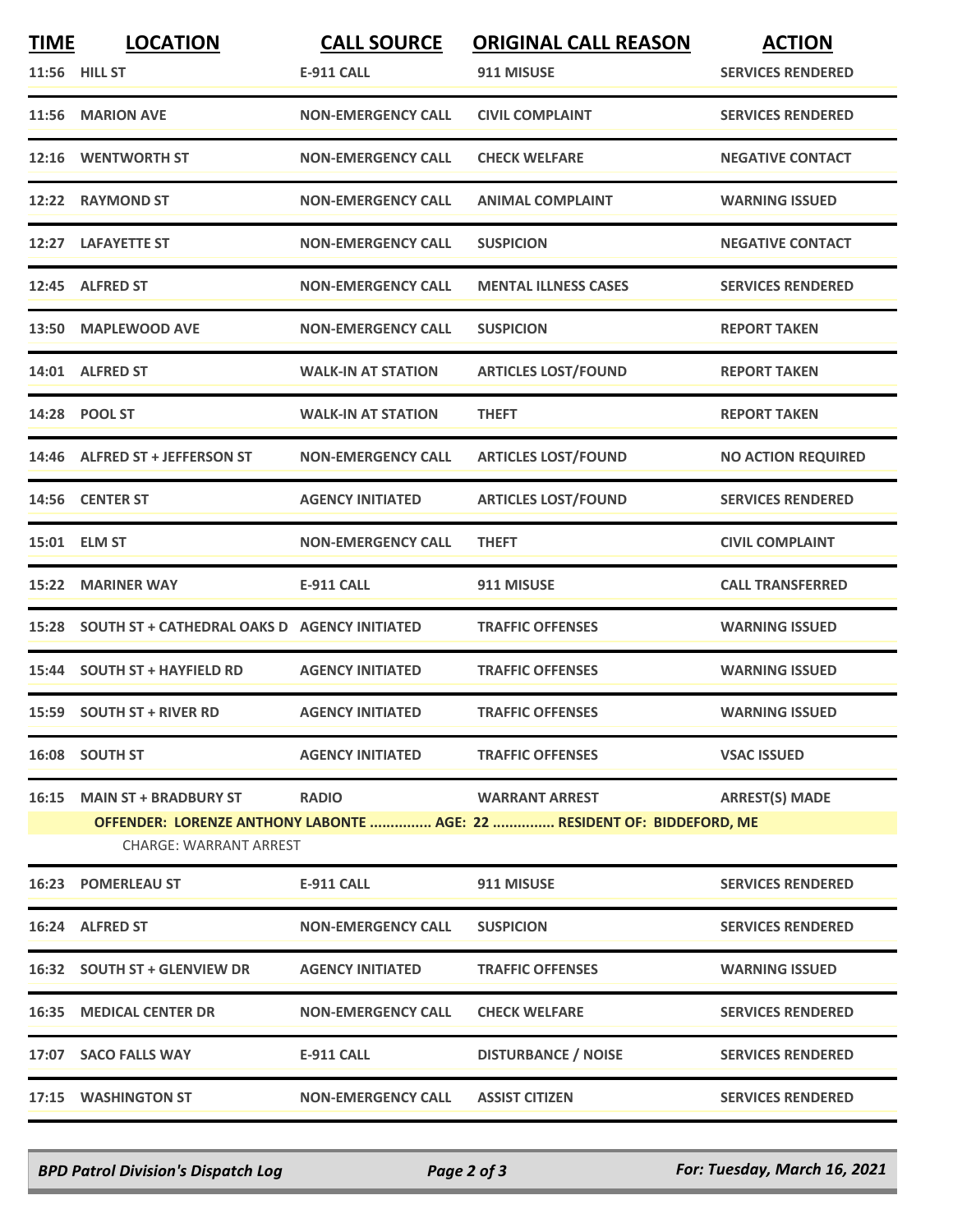| TIME | LOCATION | CALL SOURCE | ORIGINAL CALL REASON | ACTION |
|---|---|---|---|---|
| 11:56 | HILL ST | E-911 CALL | 911 MISUSE | SERVICES RENDERED |
| 11:56 | MARION AVE | NON-EMERGENCY CALL | CIVIL COMPLAINT | SERVICES RENDERED |
| 12:16 | WENTWORTH ST | NON-EMERGENCY CALL | CHECK WELFARE | NEGATIVE CONTACT |
| 12:22 | RAYMOND ST | NON-EMERGENCY CALL | ANIMAL COMPLAINT | WARNING ISSUED |
| 12:27 | LAFAYETTE ST | NON-EMERGENCY CALL | SUSPICION | NEGATIVE CONTACT |
| 12:45 | ALFRED ST | NON-EMERGENCY CALL | MENTAL ILLNESS CASES | SERVICES RENDERED |
| 13:50 | MAPLEWOOD AVE | NON-EMERGENCY CALL | SUSPICION | REPORT TAKEN |
| 14:01 | ALFRED ST | WALK-IN AT STATION | ARTICLES LOST/FOUND | REPORT TAKEN |
| 14:28 | POOL ST | WALK-IN AT STATION | THEFT | REPORT TAKEN |
| 14:46 | ALFRED ST + JEFFERSON ST | NON-EMERGENCY CALL | ARTICLES LOST/FOUND | NO ACTION REQUIRED |
| 14:56 | CENTER ST | AGENCY INITIATED | ARTICLES LOST/FOUND | SERVICES RENDERED |
| 15:01 | ELM ST | NON-EMERGENCY CALL | THEFT | CIVIL COMPLAINT |
| 15:22 | MARINER WAY | E-911 CALL | 911 MISUSE | CALL TRANSFERRED |
| 15:28 | SOUTH ST + CATHEDRAL OAKS D | AGENCY INITIATED | TRAFFIC OFFENSES | WARNING ISSUED |
| 15:44 | SOUTH ST + HAYFIELD RD | AGENCY INITIATED | TRAFFIC OFFENSES | WARNING ISSUED |
| 15:59 | SOUTH ST + RIVER RD | AGENCY INITIATED | TRAFFIC OFFENSES | WARNING ISSUED |
| 16:08 | SOUTH ST | AGENCY INITIATED | TRAFFIC OFFENSES | VSAC ISSUED |
| 16:15 | MAIN ST + BRADBURY ST | RADIO | WARRANT ARREST | ARREST(S) MADE |
| | OFFENDER: LORENZE ANTHONY LABONTE ............... AGE: 22 ............... RESIDENT OF: BIDDEFORD, ME | | | |
| | CHARGE: WARRANT ARREST | | | |
| 16:23 | POMERLEAU ST | E-911 CALL | 911 MISUSE | SERVICES RENDERED |
| 16:24 | ALFRED ST | NON-EMERGENCY CALL | SUSPICION | SERVICES RENDERED |
| 16:32 | SOUTH ST + GLENVIEW DR | AGENCY INITIATED | TRAFFIC OFFENSES | WARNING ISSUED |
| 16:35 | MEDICAL CENTER DR | NON-EMERGENCY CALL | CHECK WELFARE | SERVICES RENDERED |
| 17:07 | SACO FALLS WAY | E-911 CALL | DISTURBANCE / NOISE | SERVICES RENDERED |
| 17:15 | WASHINGTON ST | NON-EMERGENCY CALL | ASSIST CITIZEN | SERVICES RENDERED |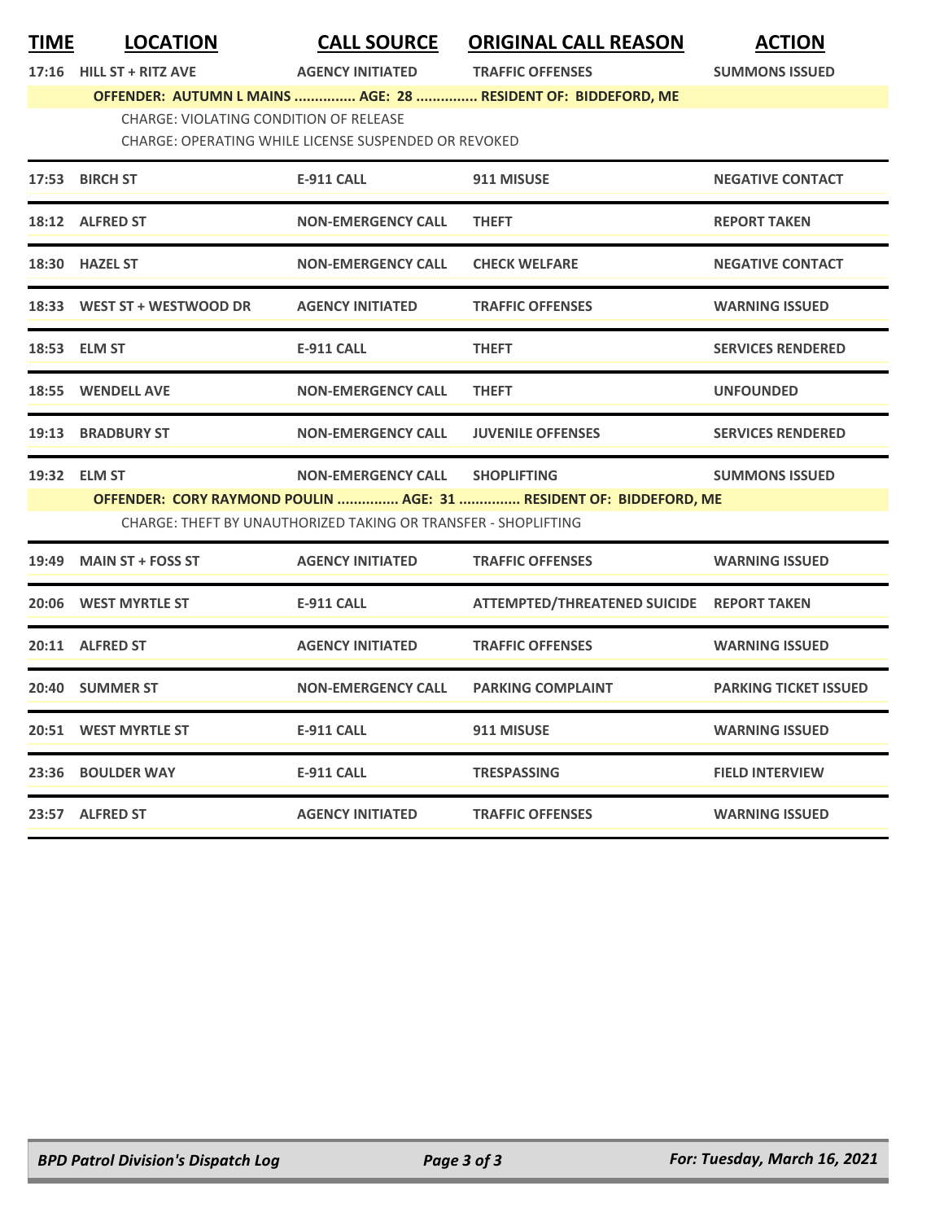| TIME | LOCATION | CALL SOURCE | ORIGINAL CALL REASON | ACTION |
|---|---|---|---|---|
| 17:16 | HILL ST + RITZ AVE | AGENCY INITIATED | TRAFFIC OFFENSES | SUMMONS ISSUED |
| | OFFENDER: AUTUMN L MAINS ............... AGE: 28 ............... RESIDENT OF: BIDDEFORD, ME | | | |
| | CHARGE: VIOLATING CONDITION OF RELEASE | | | |
| | CHARGE: OPERATING WHILE LICENSE SUSPENDED OR REVOKED | | | |
| 17:53 | BIRCH ST | E-911 CALL | 911 MISUSE | NEGATIVE CONTACT |
| 18:12 | ALFRED ST | NON-EMERGENCY CALL | THEFT | REPORT TAKEN |
| 18:30 | HAZEL ST | NON-EMERGENCY CALL | CHECK WELFARE | NEGATIVE CONTACT |
| 18:33 | WEST ST + WESTWOOD DR | AGENCY INITIATED | TRAFFIC OFFENSES | WARNING ISSUED |
| 18:53 | ELM ST | E-911 CALL | THEFT | SERVICES RENDERED |
| 18:55 | WENDELL AVE | NON-EMERGENCY CALL | THEFT | UNFOUNDED |
| 19:13 | BRADBURY ST | NON-EMERGENCY CALL | JUVENILE OFFENSES | SERVICES RENDERED |
| 19:32 | ELM ST | NON-EMERGENCY CALL | SHOPLIFTING | SUMMONS ISSUED |
| | OFFENDER: CORY RAYMOND POULIN ............... AGE: 31 ............... RESIDENT OF: BIDDEFORD, ME | | | |
| | CHARGE: THEFT BY UNAUTHORIZED TAKING OR TRANSFER - SHOPLIFTING | | | |
| 19:49 | MAIN ST + FOSS ST | AGENCY INITIATED | TRAFFIC OFFENSES | WARNING ISSUED |
| 20:06 | WEST MYRTLE ST | E-911 CALL | ATTEMPTED/THREATENED SUICIDE | REPORT TAKEN |
| 20:11 | ALFRED ST | AGENCY INITIATED | TRAFFIC OFFENSES | WARNING ISSUED |
| 20:40 | SUMMER ST | NON-EMERGENCY CALL | PARKING COMPLAINT | PARKING TICKET ISSUED |
| 20:51 | WEST MYRTLE ST | E-911 CALL | 911 MISUSE | WARNING ISSUED |
| 23:36 | BOULDER WAY | E-911 CALL | TRESPASSING | FIELD INTERVIEW |
| 23:57 | ALFRED ST | AGENCY INITIATED | TRAFFIC OFFENSES | WARNING ISSUED |

*BPD Patrol Division's Dispatch Log* — *For: Tuesday, March 16, 2021*